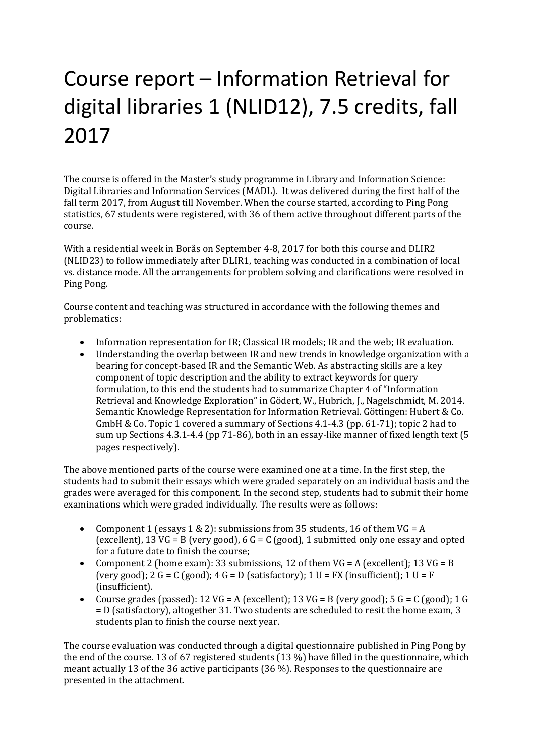# Course report – Information Retrieval for digital libraries 1 (NLID12), 7.5 credits, fall 2017

The course is offered in the Master's study programme in Library and Information Science: Digital Libraries and Information Services (MADL). It was delivered during the first half of the fall term 2017, from August till November. When the course started, according to Ping Pong statistics, 67 students were registered, with 36 of them active throughout different parts of the course.

With a residential week in Borås on September 4-8, 2017 for both this course and DLIR2 (NLID23) to follow immediately after DLIR1, teaching was conducted in a combination of local vs. distance mode. All the arrangements for problem solving and clarifications were resolved in Ping Pong.

Course content and teaching was structured in accordance with the following themes and problematics:

- Information representation for IR; Classical IR models; IR and the web; IR evaluation.
- Understanding the overlap between IR and new trends in knowledge organization with a bearing for concept-based IR and the Semantic Web. As abstracting skills are a key component of topic description and the ability to extract keywords for query formulation, to this end the students had to summarize Chapter 4 of "Information Retrieval and Knowledge Exploration" in Gödert, W., Hubrich, J., Nagelschmidt, M. 2014. Semantic Knowledge Representation for Information Retrieval. Göttingen: Hubert & Co. GmbH & Co. Topic 1 covered a summary of Sections 4.1-4.3 (pp. 61-71); topic 2 had to sum up Sections 4.3.1-4.4 (pp 71-86), both in an essay-like manner of fixed length text (5 pages respectively).

The above mentioned parts of the course were examined one at a time. In the first step, the students had to submit their essays which were graded separately on an individual basis and the grades were averaged for this component. In the second step, students had to submit their home examinations which were graded individually. The results were as follows:

- Component 1 (essays 1 & 2): submissions from 35 students, 16 of them VG = A (excellent), 13 VG = B (very good), 6 G = C (good), 1 submitted only one essay and opted for a future date to finish the course;
- Component 2 (home exam): 33 submissions, 12 of them VG = A (excellent); 13 VG = B (very good); 2 G = C (good); 4 G = D (satisfactory); 1 U = FX (insufficient); 1 U = F (insufficient).
- Course grades (passed): 12 VG = A (excellent); 13 VG = B (very good); 5 G = C (good); 1 G = D (satisfactory), altogether 31. Two students are scheduled to resit the home exam, 3 students plan to finish the course next year.

The course evaluation was conducted through a digital questionnaire published in Ping Pong by the end of the course. 13 of 67 registered students (13 %) have filled in the questionnaire, which meant actually 13 of the 36 active participants (36 %). Responses to the questionnaire are presented in the attachment.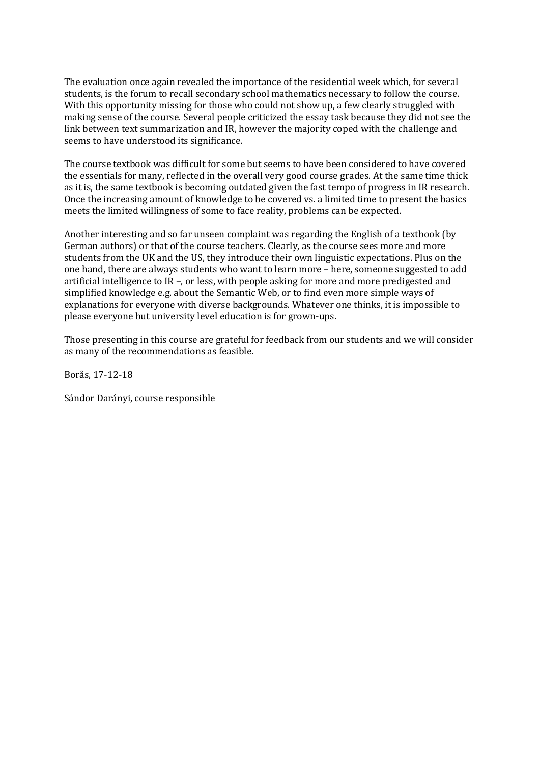The evaluation once again revealed the importance of the residential week which, for several students, is the forum to recall secondary school mathematics necessary to follow the course. With this opportunity missing for those who could not show up, a few clearly struggled with making sense of the course. Several people criticized the essay task because they did not see the link between text summarization and IR, however the majority coped with the challenge and seems to have understood its significance.

The course textbook was difficult for some but seems to have been considered to have covered the essentials for many, reflected in the overall very good course grades. At the same time thick as it is, the same textbook is becoming outdated given the fast tempo of progress in IR research. Once the increasing amount of knowledge to be covered vs. a limited time to present the basics meets the limited willingness of some to face reality, problems can be expected.

Another interesting and so far unseen complaint was regarding the English of a textbook (by German authors) or that of the course teachers. Clearly, as the course sees more and more students from the UK and the US, they introduce their own linguistic expectations. Plus on the one hand, there are always students who want to learn more – here, someone suggested to add artificial intelligence to IR –, or less, with people asking for more and more predigested and simplified knowledge e.g. about the Semantic Web, or to find even more simple ways of explanations for everyone with diverse backgrounds. Whatever one thinks, it is impossible to please everyone but university level education is for grown-ups.

Those presenting in this course are grateful for feedback from our students and we will consider as many of the recommendations as feasible.

Borås, 17-12-18

Sándor Darányi, course responsible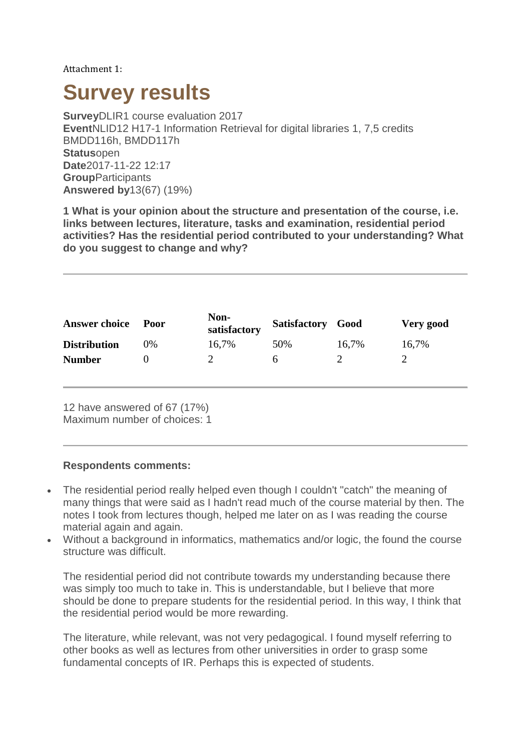Attachment 1:

# Survey results

**Survey**DLIR1 course evaluation 2017
**Event**NLID12 H17-1 Information Retrieval for digital libraries 1, 7,5 credits BMDD116h, BMDD117h
**Status**open
**Date**2017-11-22 12:17
**Group**Participants
**Answered by**13(67) (19%)

**1 What is your opinion about the structure and presentation of the course, i.e. links between lectures, literature, tasks and examination, residential period activities? Has the residential period contributed to your understanding? What do you suggest to change and why?**

| Answer choice | Poor | Non-satisfactory | Satisfactory | Good | Very good |
|---|---|---|---|---|---|
| **Distribution** | 0% | 16,7% | 50% | 16,7% | 16,7% |
| **Number** | 0 | 2 | 6 | 2 | 2 |

12 have answered of 67 (17%)
Maximum number of choices: 1

**Respondents comments:**

- The residential period really helped even though I couldn't "catch" the meaning of many things that were said as I hadn't read much of the course material by then. The notes I took from lectures though, helped me later on as I was reading the course material again and again.
- Without a background in informatics, mathematics and/or logic, the found the course structure was difficult.

  The residential period did not contribute towards my understanding because there was simply too much to take in. This is understandable, but I believe that more should be done to prepare students for the residential period. In this way, I think that the residential period would be more rewarding.

  The literature, while relevant, was not very pedagogical. I found myself referring to other books as well as lectures from other universities in order to grasp some fundamental concepts of IR. Perhaps this is expected of students.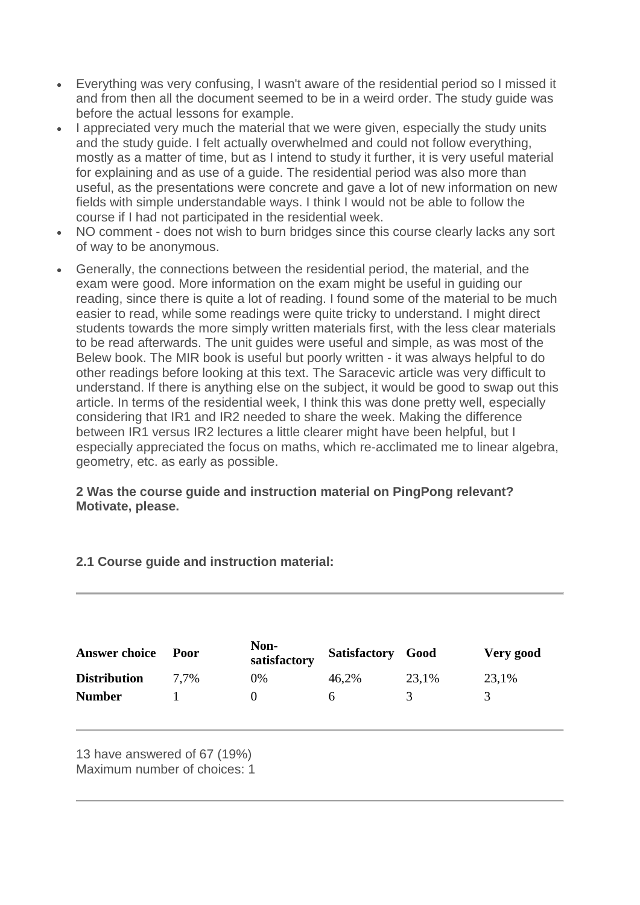- Everything was very confusing, I wasn't aware of the residential period so I missed it and from then all the document seemed to be in a weird order. The study guide was before the actual lessons for example.
- I appreciated very much the material that we were given, especially the study units and the study guide. I felt actually overwhelmed and could not follow everything, mostly as a matter of time, but as I intend to study it further, it is very useful material for explaining and as use of a guide. The residential period was also more than useful, as the presentations were concrete and gave a lot of new information on new fields with simple understandable ways. I think I would not be able to follow the course if I had not participated in the residential week.
- NO comment - does not wish to burn bridges since this course clearly lacks any sort of way to be anonymous.
- Generally, the connections between the residential period, the material, and the exam were good. More information on the exam might be useful in guiding our reading, since there is quite a lot of reading. I found some of the material to be much easier to read, while some readings were quite tricky to understand. I might direct students towards the more simply written materials first, with the less clear materials to be read afterwards. The unit guides were useful and simple, as was most of the Belew book. The MIR book is useful but poorly written - it was always helpful to do other readings before looking at this text. The Saracevic article was very difficult to understand. If there is anything else on the subject, it would be good to swap out this article. In terms of the residential week, I think this was done pretty well, especially considering that IR1 and IR2 needed to share the week. Making the difference between IR1 versus IR2 lectures a little clearer might have been helpful, but I especially appreciated the focus on maths, which re-acclimated me to linear algebra, geometry, etc. as early as possible.

**2 Was the course guide and instruction material on PingPong relevant? Motivate, please.**

**2.1 Course guide and instruction material:**

| Answer choice | Poor | Non-satisfactory | Satisfactory | Good | Very good |
|---|---|---|---|---|---|
| Distribution | 7,7% | 0% | 46,2% | 23,1% | 23,1% |
| Number | 1 | 0 | 6 | 3 | 3 |

13 have answered of 67 (19%)
Maximum number of choices: 1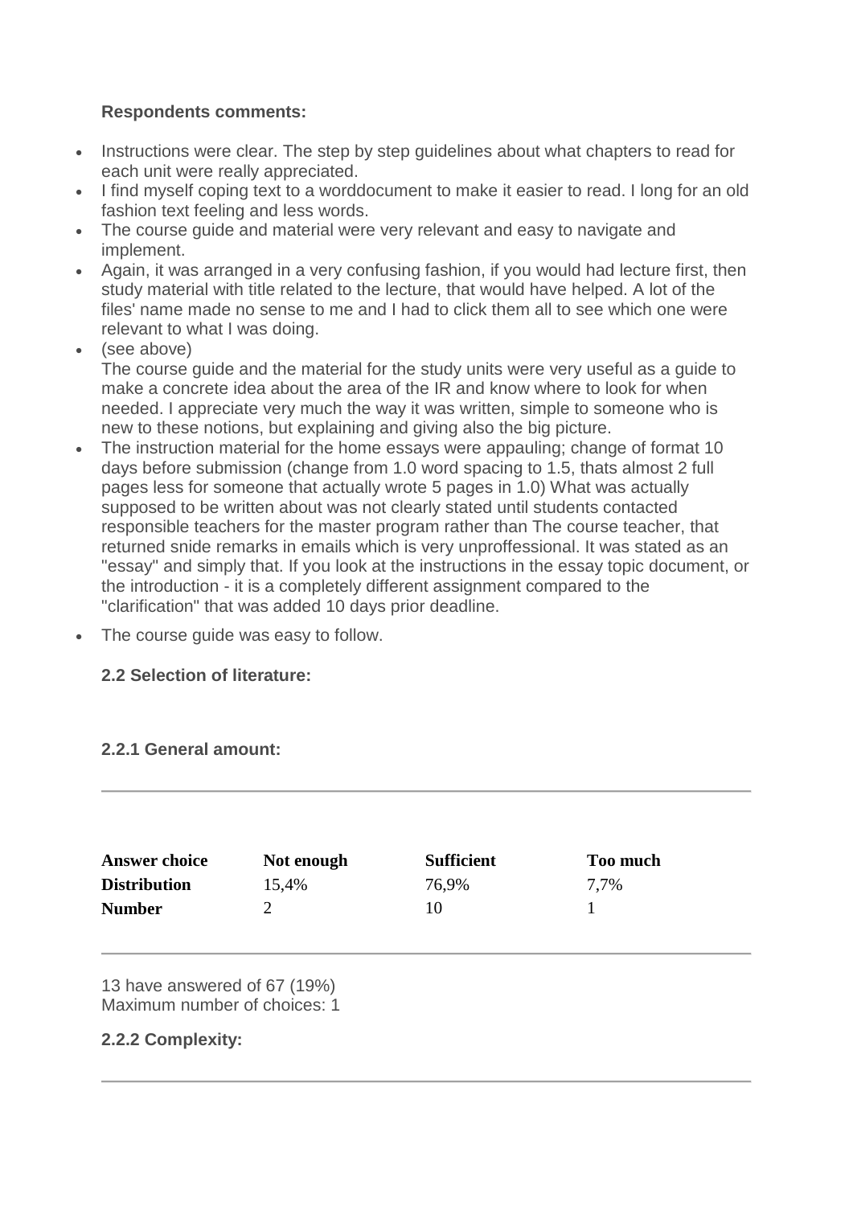**Respondents comments:**

- Instructions were clear. The step by step guidelines about what chapters to read for each unit were really appreciated.
- I find myself coping text to a worddocument to make it easier to read. I long for an old fashion text feeling and less words.
- The course guide and material were very relevant and easy to navigate and implement.
- Again, it was arranged in a very confusing fashion, if you would had lecture first, then study material with title related to the lecture, that would have helped. A lot of the files' name made no sense to me and I had to click them all to see which one were relevant to what I was doing.
- (see above)
  The course guide and the material for the study units were very useful as a guide to make a concrete idea about the area of the IR and know where to look for when needed. I appreciate very much the way it was written, simple to someone who is new to these notions, but explaining and giving also the big picture.
- The instruction material for the home essays were appauling; change of format 10 days before submission (change from 1.0 word spacing to 1.5, thats almost 2 full pages less for someone that actually wrote 5 pages in 1.0) What was actually supposed to be written about was not clearly stated until students contacted responsible teachers for the master program rather than The course teacher, that returned snide remarks in emails which is very unproffessional. It was stated as an "essay" and simply that. If you look at the instructions in the essay topic document, or the introduction - it is a completely different assignment compared to the "clarification" that was added 10 days prior deadline.
- The course guide was easy to follow.

**2.2 Selection of literature:**

**2.2.1 General amount:**

| Answer choice | Not enough | Sufficient | Too much |
|---|---|---|---|
| **Distribution** | 15,4% | 76,9% | 7,7% |
| **Number** | 2 | 10 | 1 |

13 have answered of 67 (19%)
Maximum number of choices: 1

**2.2.2 Complexity:**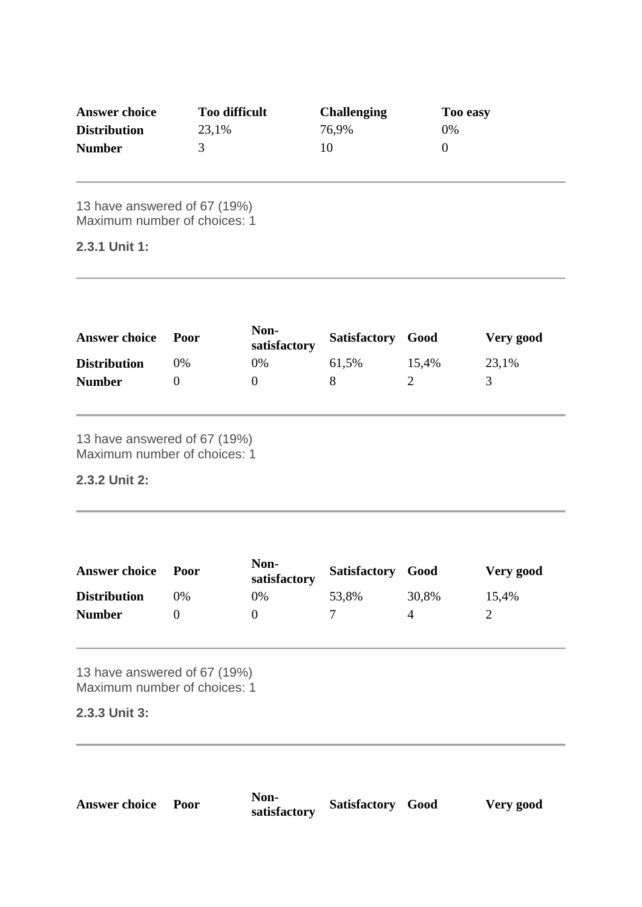| Answer choice | Too difficult | Challenging | Too easy |
|---|---|---|---|
| Distribution | 23,1% | 76,9% | 0% |
| Number | 3 | 10 | 0 |

---

13 have answered of 67 (19%)
Maximum number of choices: 1

### 2.3.1 Unit 1:

---

| Answer choice | Poor | Non-satisfactory | Satisfactory | Good | Very good |
|---|---|---|---|---|---|
| Distribution | 0% | 0% | 61,5% | 15,4% | 23,1% |
| Number | 0 | 0 | 8 | 2 | 3 |

---

13 have answered of 67 (19%)
Maximum number of choices: 1

### 2.3.2 Unit 2:

---

| Answer choice | Poor | Non-satisfactory | Satisfactory | Good | Very good |
|---|---|---|---|---|---|
| Distribution | 0% | 0% | 53,8% | 30,8% | 15,4% |
| Number | 0 | 0 | 7 | 4 | 2 |

---

13 have answered of 67 (19%)
Maximum number of choices: 1

### 2.3.3 Unit 3:

---

| Answer choice | Poor | Non-satisfactory | Satisfactory | Good | Very good |
|---|---|---|---|---|---|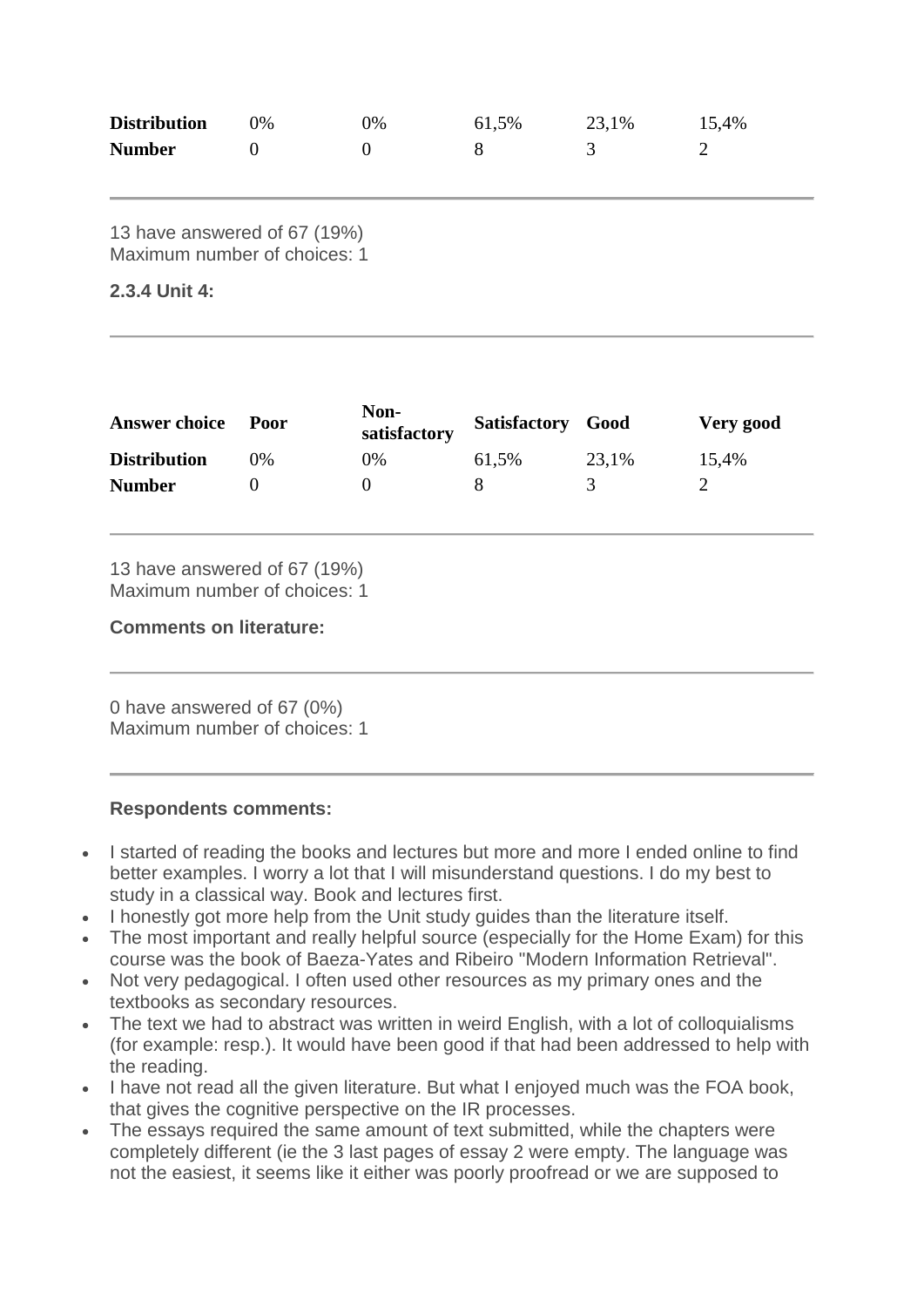| | | | | | |
|---|---|---|---|---|---|
| **Distribution** | 0% | 0% | 61,5% | 23,1% | 15,4% |
| **Number** | 0 | 0 | 8 | 3 | 2 |

13 have answered of 67 (19%)
Maximum number of choices: 1

**2.3.4 Unit 4:**

| **Answer choice** | **Poor** | **Non-satisfactory** | **Satisfactory** | **Good** | **Very good** |
|---|---|---|---|---|---|
| **Distribution** | 0% | 0% | 61,5% | 23,1% | 15,4% |
| **Number** | 0 | 0 | 8 | 3 | 2 |

13 have answered of 67 (19%)
Maximum number of choices: 1

**Comments on literature:**

0 have answered of 67 (0%)
Maximum number of choices: 1

**Respondents comments:**

- I started of reading the books and lectures but more and more I ended online to find better examples. I worry a lot that I will misunderstand questions. I do my best to study in a classical way. Book and lectures first.
- I honestly got more help from the Unit study guides than the literature itself.
- The most important and really helpful source (especially for the Home Exam) for this course was the book of Baeza-Yates and Ribeiro "Modern Information Retrieval".
- Not very pedagogical. I often used other resources as my primary ones and the textbooks as secondary resources.
- The text we had to abstract was written in weird English, with a lot of colloquialisms (for example: resp.). It would have been good if that had been addressed to help with the reading.
- I have not read all the given literature. But what I enjoyed much was the FOA book, that gives the cognitive perspective on the IR processes.
- The essays required the same amount of text submitted, while the chapters were completely different (ie the 3 last pages of essay 2 were empty. The language was not the easiest, it seems like it either was poorly proofread or we are supposed to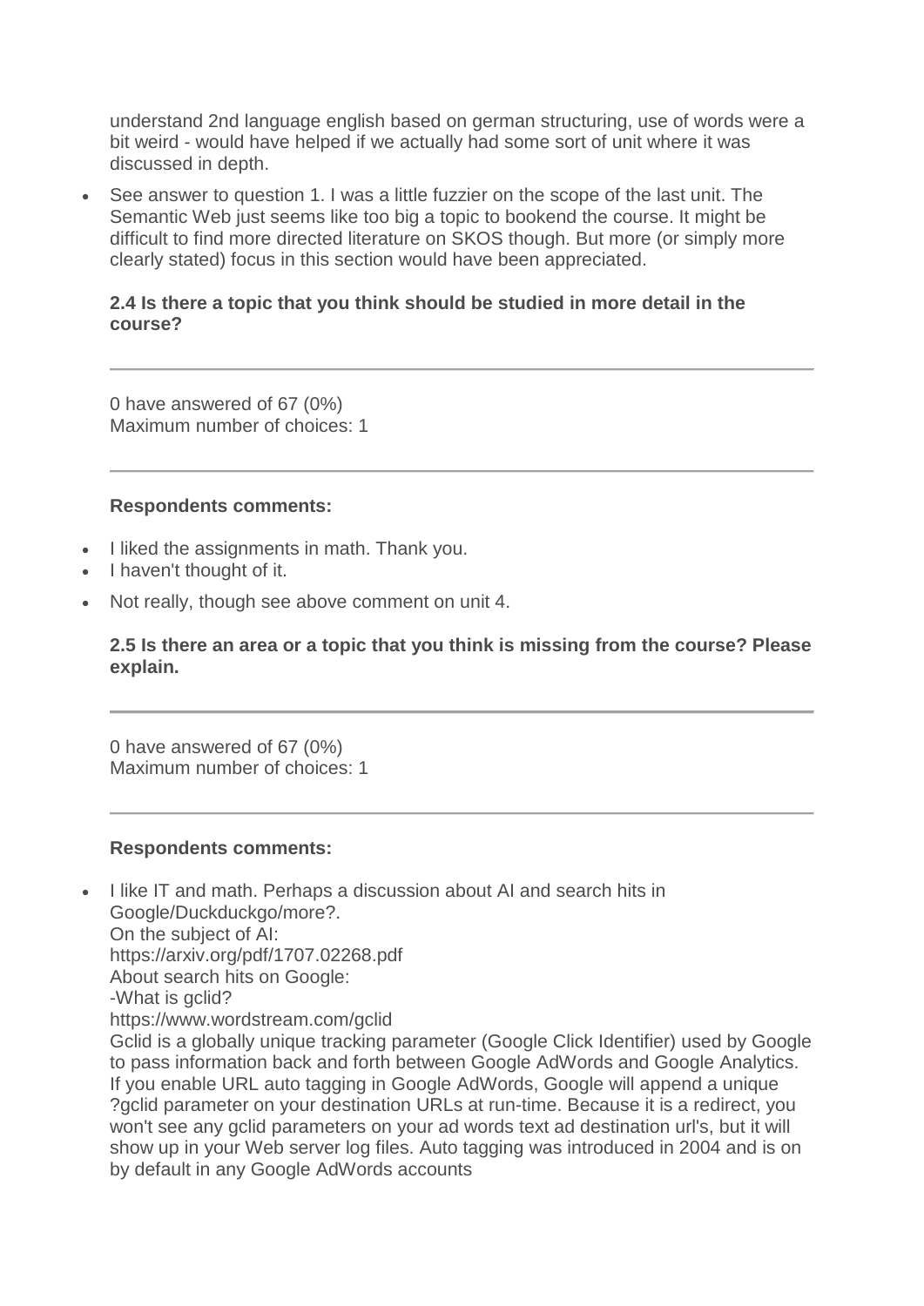understand 2nd language english based on german structuring, use of words were a bit weird - would have helped if we actually had some sort of unit where it was discussed in depth.

- See answer to question 1. I was a little fuzzier on the scope of the last unit. The Semantic Web just seems like too big a topic to bookend the course. It might be difficult to find more directed literature on SKOS though. But more (or simply more clearly stated) focus in this section would have been appreciated.

**2.4 Is there a topic that you think should be studied in more detail in the course?**

0 have answered of 67 (0%)
Maximum number of choices: 1

**Respondents comments:**

- I liked the assignments in math. Thank you.
- I haven't thought of it.
- Not really, though see above comment on unit 4.

**2.5 Is there an area or a topic that you think is missing from the course? Please explain.**

0 have answered of 67 (0%)
Maximum number of choices: 1

**Respondents comments:**

- I like IT and math. Perhaps a discussion about AI and search hits in Google/Duckduckgo/more?.
  On the subject of AI:
  https://arxiv.org/pdf/1707.02268.pdf
  About search hits on Google:
  -What is gclid?
  https://www.wordstream.com/gclid
  Gclid is a globally unique tracking parameter (Google Click Identifier) used by Google to pass information back and forth between Google AdWords and Google Analytics. If you enable URL auto tagging in Google AdWords, Google will append a unique ?gclid parameter on your destination URLs at run-time. Because it is a redirect, you won't see any gclid parameters on your ad words text ad destination url's, but it will show up in your Web server log files. Auto tagging was introduced in 2004 and is on by default in any Google AdWords accounts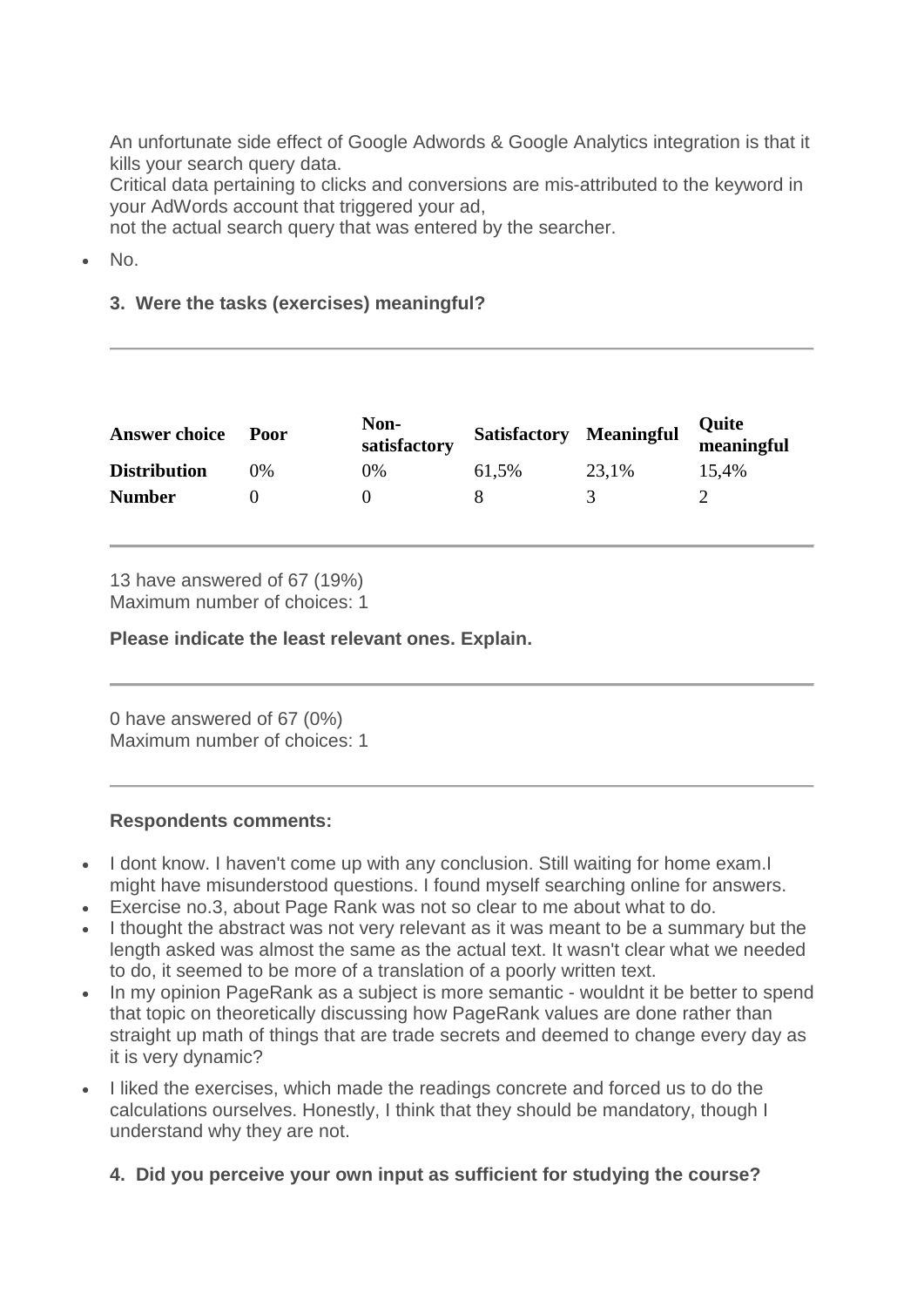An unfortunate side effect of Google Adwords & Google Analytics integration is that it kills your search query data.
Critical data pertaining to clicks and conversions are mis-attributed to the keyword in your AdWords account that triggered your ad,
not the actual search query that was entered by the searcher.

- No.

### 3. Were the tasks (exercises) meaningful?

| Answer choice | Poor | Non-satisfactory | Satisfactory | Meaningful | Quite meaningful |
|---|---|---|---|---|---|
| **Distribution** | 0% | 0% | 61,5% | 23,1% | 15,4% |
| **Number** | 0 | 0 | 8 | 3 | 2 |

13 have answered of 67 (19%)
Maximum number of choices: 1

**Please indicate the least relevant ones. Explain.**

0 have answered of 67 (0%)
Maximum number of choices: 1

**Respondents comments:**

- I dont know. I haven't come up with any conclusion. Still waiting for home exam.I might have misunderstood questions. I found myself searching online for answers.
- Exercise no.3, about Page Rank was not so clear to me about what to do.
- I thought the abstract was not very relevant as it was meant to be a summary but the length asked was almost the same as the actual text. It wasn't clear what we needed to do, it seemed to be more of a translation of a poorly written text.
- In my opinion PageRank as a subject is more semantic - wouldnt it be better to spend that topic on theoretically discussing how PageRank values are done rather than straight up math of things that are trade secrets and deemed to change every day as it is very dynamic?
- I liked the exercises, which made the readings concrete and forced us to do the calculations ourselves. Honestly, I think that they should be mandatory, though I understand why they are not.

### 4. Did you perceive your own input as sufficient for studying the course?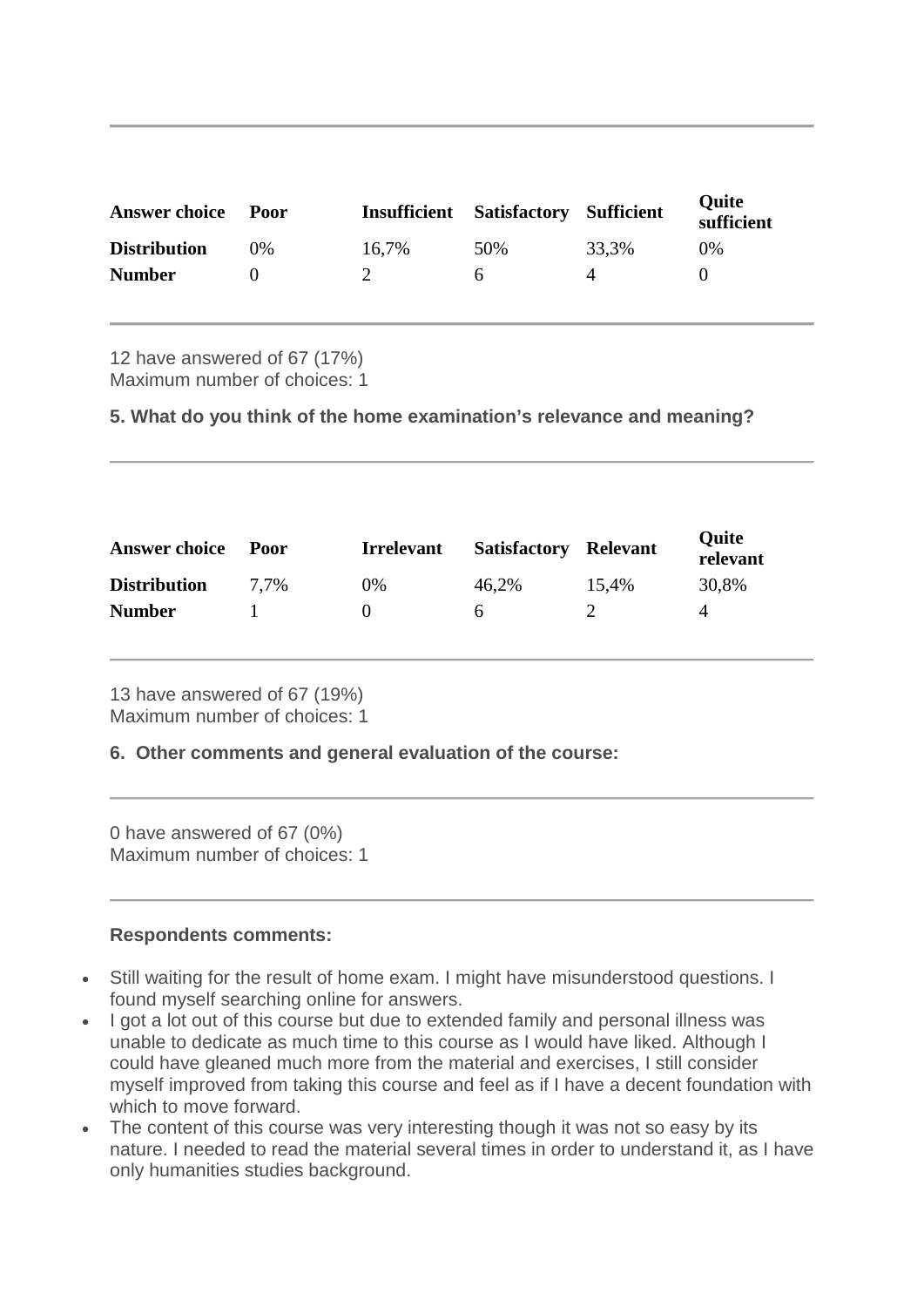| Answer choice | Poor | Insufficient | Satisfactory | Sufficient | Quite sufficient |
|---|---|---|---|---|---|
| **Distribution** | 0% | 16,7% | 50% | 33,3% | 0% |
| **Number** | 0 | 2 | 6 | 4 | 0 |

12 have answered of 67 (17%)
Maximum number of choices: 1

**5. What do you think of the home examination's relevance and meaning?**

| Answer choice | Poor | Irrelevant | Satisfactory | Relevant | Quite relevant |
|---|---|---|---|---|---|
| **Distribution** | 7,7% | 0% | 46,2% | 15,4% | 30,8% |
| **Number** | 1 | 0 | 6 | 2 | 4 |

13 have answered of 67 (19%)
Maximum number of choices: 1

**6. Other comments and general evaluation of the course:**

0 have answered of 67 (0%)
Maximum number of choices: 1

**Respondents comments:**

- Still waiting for the result of home exam. I might have misunderstood questions. I found myself searching online for answers.
- I got a lot out of this course but due to extended family and personal illness was unable to dedicate as much time to this course as I would have liked. Although I could have gleaned much more from the material and exercises, I still consider myself improved from taking this course and feel as if I have a decent foundation with which to move forward.
- The content of this course was very interesting though it was not so easy by its nature. I needed to read the material several times in order to understand it, as I have only humanities studies background.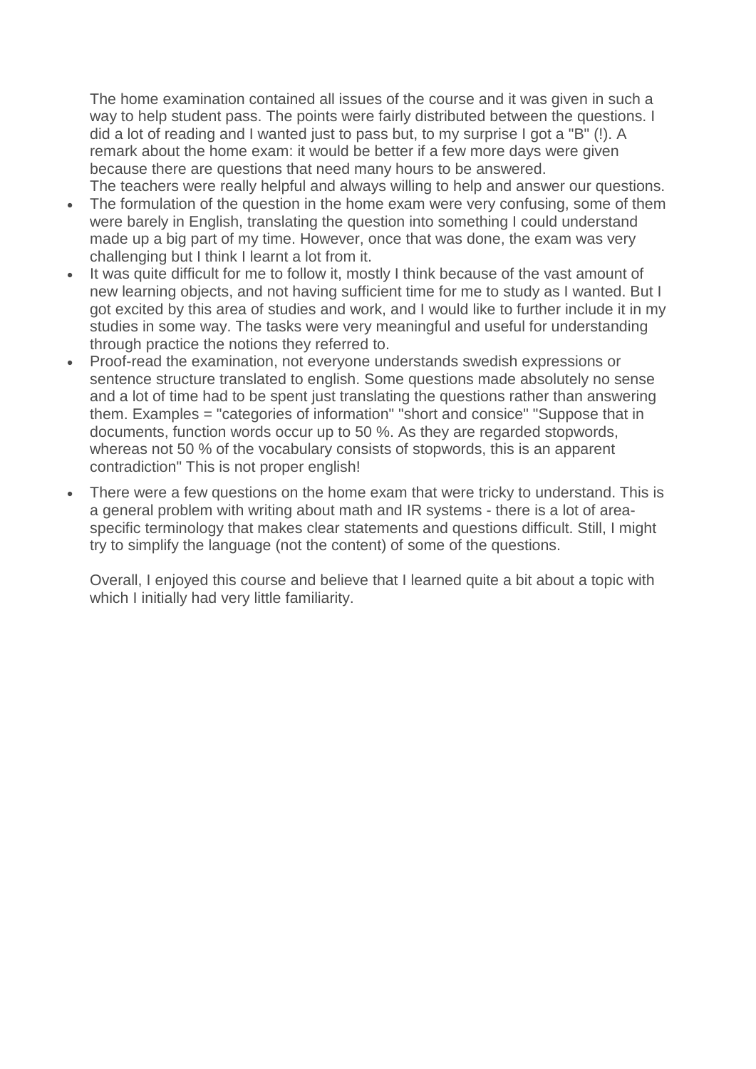The home examination contained all issues of the course and it was given in such a way to help student pass. The points were fairly distributed between the questions. I did a lot of reading and I wanted just to pass but, to my surprise I got a "B" (!). A remark about the home exam: it would be better if a few more days were given because there are questions that need many hours to be answered.
The teachers were really helpful and always willing to help and answer our questions.

- The formulation of the question in the home exam were very confusing, some of them were barely in English, translating the question into something I could understand made up a big part of my time. However, once that was done, the exam was very challenging but I think I learnt a lot from it.
- It was quite difficult for me to follow it, mostly I think because of the vast amount of new learning objects, and not having sufficient time for me to study as I wanted. But I got excited by this area of studies and work, and I would like to further include it in my studies in some way. The tasks were very meaningful and useful for understanding through practice the notions they referred to.
- Proof-read the examination, not everyone understands swedish expressions or sentence structure translated to english. Some questions made absolutely no sense and a lot of time had to be spent just translating the questions rather than answering them. Examples = "categories of information" "short and consice" "Suppose that in documents, function words occur up to 50 %. As they are regarded stopwords, whereas not 50 % of the vocabulary consists of stopwords, this is an apparent contradiction" This is not proper english!
- There were a few questions on the home exam that were tricky to understand. This is a general problem with writing about math and IR systems - there is a lot of area-specific terminology that makes clear statements and questions difficult. Still, I might try to simplify the language (not the content) of some of the questions.

  Overall, I enjoyed this course and believe that I learned quite a bit about a topic with which I initially had very little familiarity.